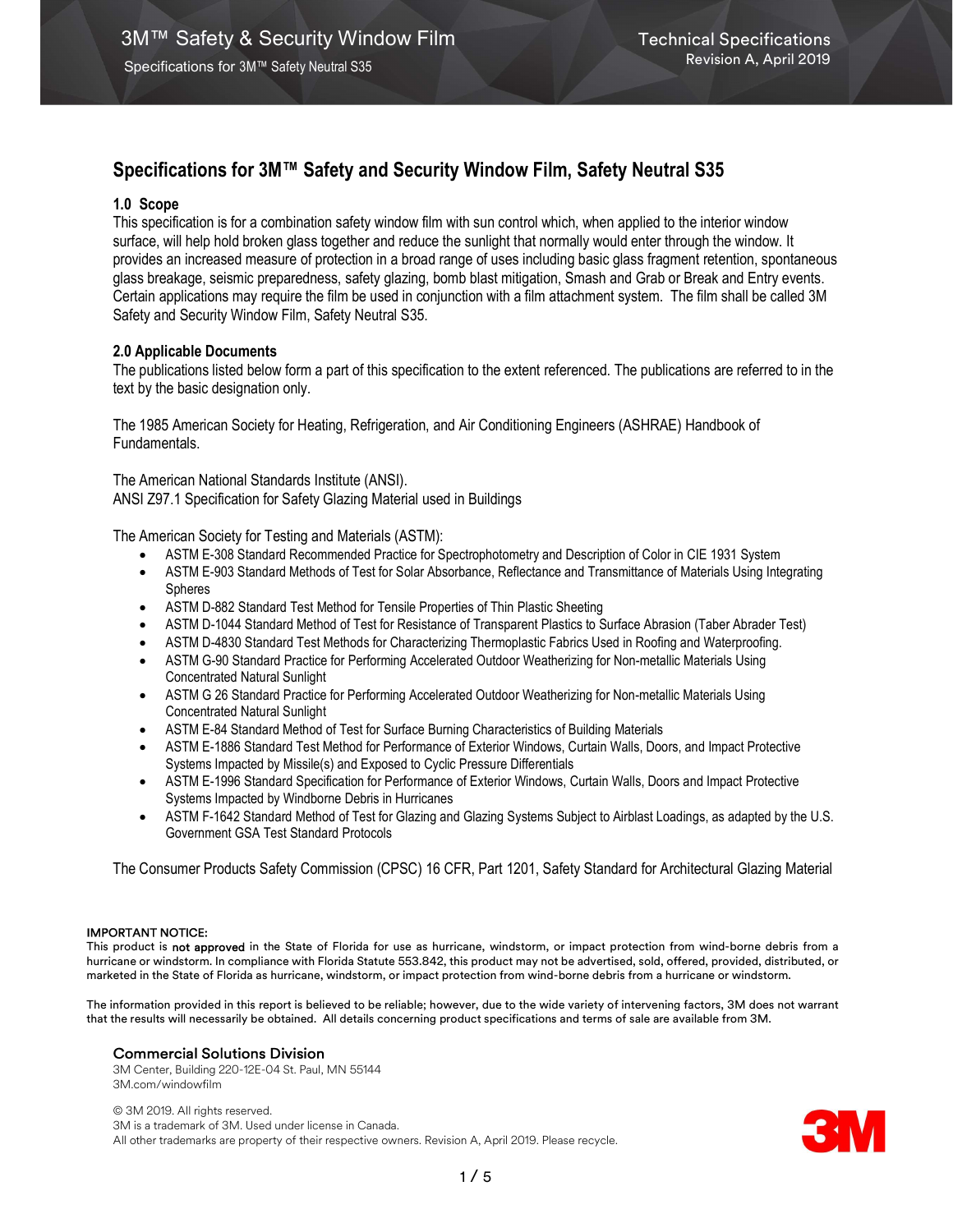# Specifications for 3M™ Safety and Security Window Film, Safety Neutral S35

## 1.0 Scope

This specification is for a combination safety window film with sun control which, when applied to the interior window surface, will help hold broken glass together and reduce the sunlight that normally would enter through the window. It provides an increased measure of protection in a broad range of uses including basic glass fragment retention, spontaneous glass breakage, seismic preparedness, safety glazing, bomb blast mitigation, Smash and Grab or Break and Entry events. Certain applications may require the film be used in conjunction with a film attachment system. The film shall be called 3M Safety and Security Window Film, Safety Neutral S35.

## 2.0 Applicable Documents

The publications listed below form a part of this specification to the extent referenced. The publications are referred to in the text by the basic designation only.

The 1985 American Society for Heating, Refrigeration, and Air Conditioning Engineers (ASHRAE) Handbook of Fundamentals.

The American National Standards Institute (ANSI).
ANSI Z97.1 Specification for Safety Glazing Material used in Buildings

The American Society for Testing and Materials (ASTM):

- ASTM E-308 Standard Recommended Practice for Spectrophotometry and Description of Color in CIE 1931 System
- ASTM E-903 Standard Methods of Test for Solar Absorbance, Reflectance and Transmittance of Materials Using Integrating Spheres
- ASTM D-882 Standard Test Method for Tensile Properties of Thin Plastic Sheeting
- ASTM D-1044 Standard Method of Test for Resistance of Transparent Plastics to Surface Abrasion (Taber Abrader Test)
- ASTM D-4830 Standard Test Methods for Characterizing Thermoplastic Fabrics Used in Roofing and Waterproofing.
- ASTM G-90 Standard Practice for Performing Accelerated Outdoor Weatherizing for Non-metallic Materials Using Concentrated Natural Sunlight
- ASTM G 26 Standard Practice for Performing Accelerated Outdoor Weatherizing for Non-metallic Materials Using Concentrated Natural Sunlight
- ASTM E-84 Standard Method of Test for Surface Burning Characteristics of Building Materials
- ASTM E-1886 Standard Test Method for Performance of Exterior Windows, Curtain Walls, Doors, and Impact Protective Systems Impacted by Missile(s) and Exposed to Cyclic Pressure Differentials
- ASTM E-1996 Standard Specification for Performance of Exterior Windows, Curtain Walls, Doors and Impact Protective Systems Impacted by Windborne Debris in Hurricanes
- ASTM F-1642 Standard Method of Test for Glazing and Glazing Systems Subject to Airblast Loadings, as adapted by the U.S. Government GSA Test Standard Protocols

The Consumer Products Safety Commission (CPSC) 16 CFR, Part 1201, Safety Standard for Architectural Glazing Material

**IMPORTANT NOTICE:**
This product is **not approved** in the State of Florida for use as hurricane, windstorm, or impact protection from wind-borne debris from a hurricane or windstorm. In compliance with Florida Statute 553.842, this product may not be advertised, sold, offered, provided, distributed, or marketed in the State of Florida as hurricane, windstorm, or impact protection from wind-borne debris from a hurricane or windstorm.

The information provided in this report is believed to be reliable; however, due to the wide variety of intervening factors, 3M does not warrant that the results will necessarily be obtained. All details concerning product specifications and terms of sale are available from 3M.

**Commercial Solutions Division**
3M Center, Building 220-12E-04 St. Paul, MN 55144
3M.com/windowfilm

© 3M 2019. All rights reserved.
3M is a trademark of 3M. Used under license in Canada.
All other trademarks are property of their respective owners. Revision A, April 2019. Please recycle.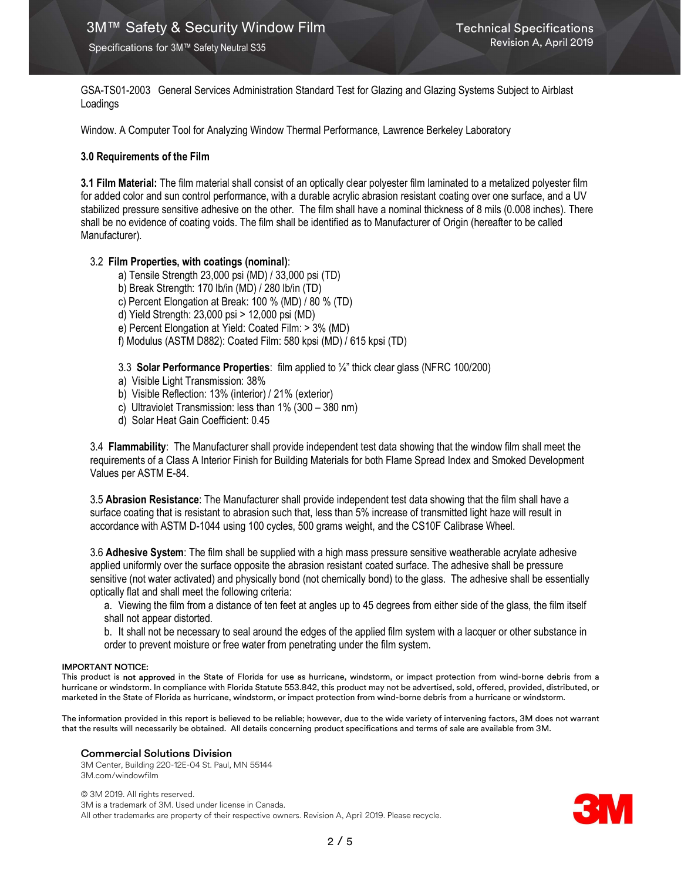GSA-TS01-2003 General Services Administration Standard Test for Glazing and Glazing Systems Subject to Airblast Loadings

Window. A Computer Tool for Analyzing Window Thermal Performance, Lawrence Berkeley Laboratory

### 3.0 Requirements of the Film

**3.1 Film Material:** The film material shall consist of an optically clear polyester film laminated to a metalized polyester film for added color and sun control performance, with a durable acrylic abrasion resistant coating over one surface, and a UV stabilized pressure sensitive adhesive on the other. The film shall have a nominal thickness of 8 mils (0.008 inches). There shall be no evidence of coating voids. The film shall be identified as to Manufacturer of Origin (hereafter to be called Manufacturer).

3.2 **Film Properties, with coatings (nominal)**:

a) Tensile Strength 23,000 psi (MD) / 33,000 psi (TD)
b) Break Strength: 170 lb/in (MD) / 280 lb/in (TD)
c) Percent Elongation at Break: 100 % (MD) / 80 % (TD)
d) Yield Strength: 23,000 psi > 12,000 psi (MD)
e) Percent Elongation at Yield: Coated Film: > 3% (MD)
f) Modulus (ASTM D882): Coated Film: 580 kpsi (MD) / 615 kpsi (TD)

3.3 **Solar Performance Properties**: film applied to ¼" thick clear glass (NFRC 100/200)

a) Visible Light Transmission: 38%
b) Visible Reflection: 13% (interior) / 21% (exterior)
c) Ultraviolet Transmission: less than 1% (300 – 380 nm)
d) Solar Heat Gain Coefficient: 0.45

3.4 **Flammability**: The Manufacturer shall provide independent test data showing that the window film shall meet the requirements of a Class A Interior Finish for Building Materials for both Flame Spread Index and Smoked Development Values per ASTM E-84.

3.5 **Abrasion Resistance**: The Manufacturer shall provide independent test data showing that the film shall have a surface coating that is resistant to abrasion such that, less than 5% increase of transmitted light haze will result in accordance with ASTM D-1044 using 100 cycles, 500 grams weight, and the CS10F Calibrase Wheel.

3.6 **Adhesive System**: The film shall be supplied with a high mass pressure sensitive weatherable acrylate adhesive applied uniformly over the surface opposite the abrasion resistant coated surface. The adhesive shall be pressure sensitive (not water activated) and physically bond (not chemically bond) to the glass. The adhesive shall be essentially optically flat and shall meet the following criteria:

a. Viewing the film from a distance of ten feet at angles up to 45 degrees from either side of the glass, the film itself shall not appear distorted.
b. It shall not be necessary to seal around the edges of the applied film system with a lacquer or other substance in order to prevent moisture or free water from penetrating under the film system.

**IMPORTANT NOTICE:**
This product is **not approved** in the State of Florida for use as hurricane, windstorm, or impact protection from wind-borne debris from a hurricane or windstorm. In compliance with Florida Statute 553.842, this product may not be advertised, sold, offered, provided, distributed, or marketed in the State of Florida as hurricane, windstorm, or impact protection from wind-borne debris from a hurricane or windstorm.

The information provided in this report is believed to be reliable; however, due to the wide variety of intervening factors, 3M does not warrant that the results will necessarily be obtained. All details concerning product specifications and terms of sale are available from 3M.

**Commercial Solutions Division**
3M Center, Building 220-12E-04 St. Paul, MN 55144
3M.com/windowfilm

© 3M 2019. All rights reserved.
3M is a trademark of 3M. Used under license in Canada.
All other trademarks are property of their respective owners. Revision A, April 2019. Please recycle.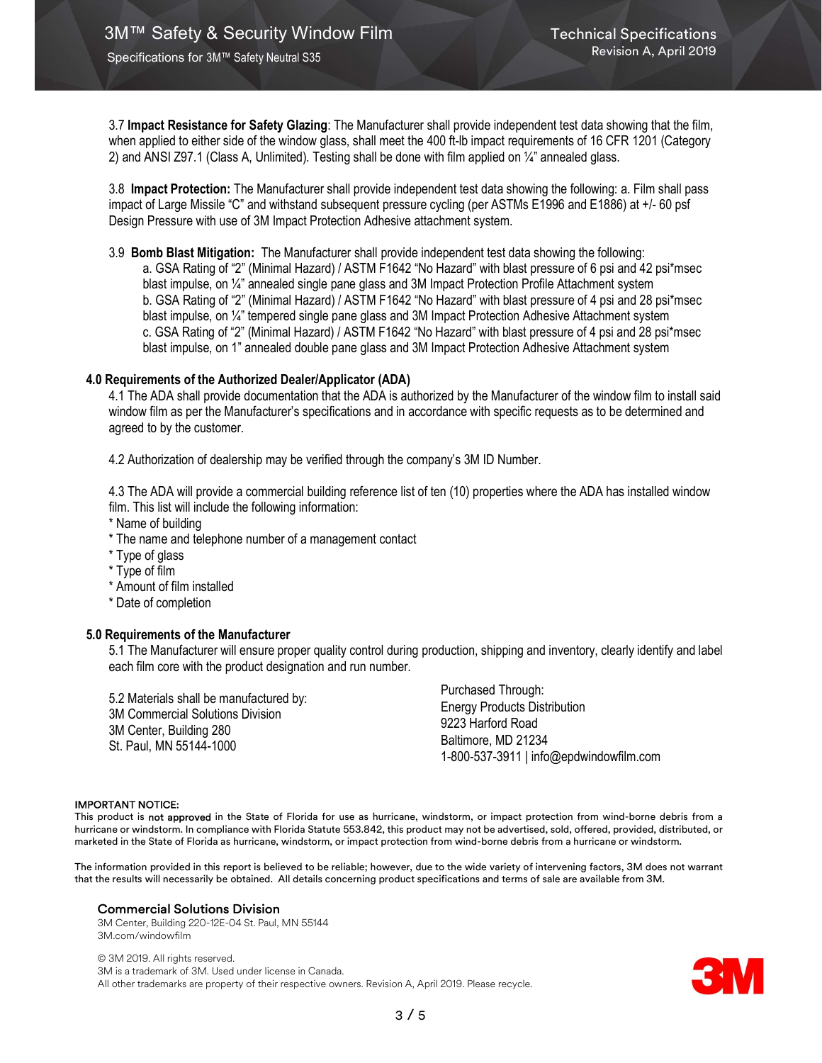3.7 **Impact Resistance for Safety Glazing**: The Manufacturer shall provide independent test data showing that the film, when applied to either side of the window glass, shall meet the 400 ft-lb impact requirements of 16 CFR 1201 (Category 2) and ANSI Z97.1 (Class A, Unlimited). Testing shall be done with film applied on ¼" annealed glass.

3.8 **Impact Protection:** The Manufacturer shall provide independent test data showing the following: a. Film shall pass impact of Large Missile "C" and withstand subsequent pressure cycling (per ASTMs E1996 and E1886) at +/- 60 psf Design Pressure with use of 3M Impact Protection Adhesive attachment system.

3.9 **Bomb Blast Mitigation:** The Manufacturer shall provide independent test data showing the following:

a. GSA Rating of "2" (Minimal Hazard) / ASTM F1642 "No Hazard" with blast pressure of 6 psi and 42 psi*msec blast impulse, on ¼" annealed single pane glass and 3M Impact Protection Profile Attachment system

b. GSA Rating of "2" (Minimal Hazard) / ASTM F1642 "No Hazard" with blast pressure of 4 psi and 28 psi*msec blast impulse, on ¼" tempered single pane glass and 3M Impact Protection Adhesive Attachment system

c. GSA Rating of "2" (Minimal Hazard) / ASTM F1642 "No Hazard" with blast pressure of 4 psi and 28 psi*msec blast impulse, on 1" annealed double pane glass and 3M Impact Protection Adhesive Attachment system

## 4.0 Requirements of the Authorized Dealer/Applicator (ADA)

4.1 The ADA shall provide documentation that the ADA is authorized by the Manufacturer of the window film to install said window film as per the Manufacturer's specifications and in accordance with specific requests as to be determined and agreed to by the customer.

4.2 Authorization of dealership may be verified through the company's 3M ID Number.

4.3 The ADA will provide a commercial building reference list of ten (10) properties where the ADA has installed window film. This list will include the following information:

* Name of building
* The name and telephone number of a management contact
* Type of glass
* Type of film
* Amount of film installed
* Date of completion

## 5.0 Requirements of the Manufacturer

5.1 The Manufacturer will ensure proper quality control during production, shipping and inventory, clearly identify and label each film core with the product designation and run number.

5.2 Materials shall be manufactured by:
3M Commercial Solutions Division
3M Center, Building 280
St. Paul, MN 55144-1000

Purchased Through:
Energy Products Distribution
9223 Harford Road
Baltimore, MD 21234
1-800-537-3911 | info@epdwindowfilm.com

**IMPORTANT NOTICE:**
This product is **not approved** in the State of Florida for use as hurricane, windstorm, or impact protection from wind-borne debris from a hurricane or windstorm. In compliance with Florida Statute 553.842, this product may not be advertised, sold, offered, provided, distributed, or marketed in the State of Florida as hurricane, windstorm, or impact protection from wind-borne debris from a hurricane or windstorm.

The information provided in this report is believed to be reliable; however, due to the wide variety of intervening factors, 3M does not warrant that the results will necessarily be obtained. All details concerning product specifications and terms of sale are available from 3M.

**Commercial Solutions Division**
3M Center, Building 220-12E-04 St. Paul, MN 55144
3M.com/windowfilm

© 3M 2019. All rights reserved.
3M is a trademark of 3M. Used under license in Canada.
All other trademarks are property of their respective owners. Revision A, April 2019. Please recycle.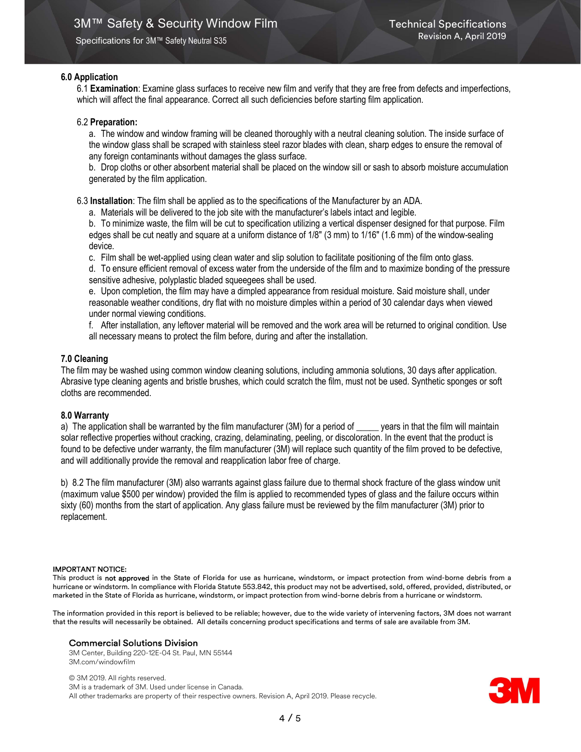## 6.0 Application

6.1 **Examination**: Examine glass surfaces to receive new film and verify that they are free from defects and imperfections, which will affect the final appearance. Correct all such deficiencies before starting film application.

6.2 **Preparation:**

a. The window and window framing will be cleaned thoroughly with a neutral cleaning solution. The inside surface of the window glass shall be scraped with stainless steel razor blades with clean, sharp edges to ensure the removal of any foreign contaminants without damages the glass surface.

b. Drop cloths or other absorbent material shall be placed on the window sill or sash to absorb moisture accumulation generated by the film application.

6.3 **Installation**: The film shall be applied as to the specifications of the Manufacturer by an ADA.

a. Materials will be delivered to the job site with the manufacturer's labels intact and legible.

b. To minimize waste, the film will be cut to specification utilizing a vertical dispenser designed for that purpose. Film edges shall be cut neatly and square at a uniform distance of 1/8" (3 mm) to 1/16" (1.6 mm) of the window-sealing device.

c. Film shall be wet-applied using clean water and slip solution to facilitate positioning of the film onto glass.

d. To ensure efficient removal of excess water from the underside of the film and to maximize bonding of the pressure sensitive adhesive, polyplastic bladed squeegees shall be used.

e. Upon completion, the film may have a dimpled appearance from residual moisture. Said moisture shall, under reasonable weather conditions, dry flat with no moisture dimples within a period of 30 calendar days when viewed under normal viewing conditions.

f. After installation, any leftover material will be removed and the work area will be returned to original condition. Use all necessary means to protect the film before, during and after the installation.

## 7.0 Cleaning

The film may be washed using common window cleaning solutions, including ammonia solutions, 30 days after application. Abrasive type cleaning agents and bristle brushes, which could scratch the film, must not be used. Synthetic sponges or soft cloths are recommended.

## 8.0 Warranty

a) The application shall be warranted by the film manufacturer (3M) for a period of _____ years in that the film will maintain solar reflective properties without cracking, crazing, delaminating, peeling, or discoloration. In the event that the product is found to be defective under warranty, the film manufacturer (3M) will replace such quantity of the film proved to be defective, and will additionally provide the removal and reapplication labor free of charge.

b) 8.2 The film manufacturer (3M) also warrants against glass failure due to thermal shock fracture of the glass window unit (maximum value $500 per window) provided the film is applied to recommended types of glass and the failure occurs within sixty (60) months from the start of application. Any glass failure must be reviewed by the film manufacturer (3M) prior to replacement.

**IMPORTANT NOTICE:**
This product is **not approved** in the State of Florida for use as hurricane, windstorm, or impact protection from wind-borne debris from a hurricane or windstorm. In compliance with Florida Statute 553.842, this product may not be advertised, sold, offered, provided, distributed, or marketed in the State of Florida as hurricane, windstorm, or impact protection from wind-borne debris from a hurricane or windstorm.

The information provided in this report is believed to be reliable; however, due to the wide variety of intervening factors, 3M does not warrant that the results will necessarily be obtained. All details concerning product specifications and terms of sale are available from 3M.

**Commercial Solutions Division**
3M Center, Building 220-12E-04 St. Paul, MN 55144
3M.com/windowfilm

© 3M 2019. All rights reserved.
3M is a trademark of 3M. Used under license in Canada.
All other trademarks are property of their respective owners. Revision A, April 2019. Please recycle.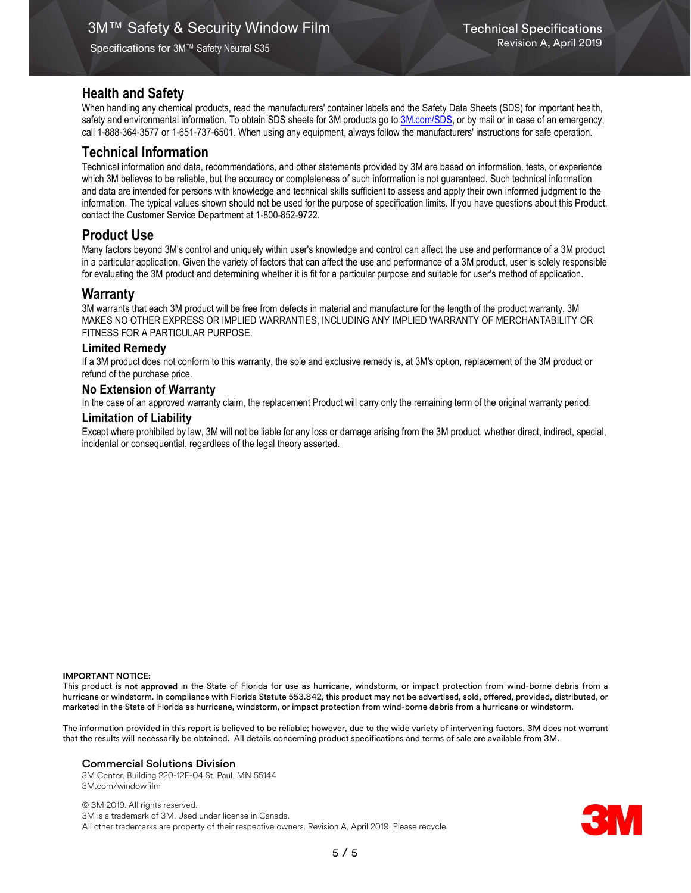## Health and Safety

When handling any chemical products, read the manufacturers' container labels and the Safety Data Sheets (SDS) for important health, safety and environmental information. To obtain SDS sheets for 3M products go to 3M.com/SDS, or by mail or in case of an emergency, call 1-888-364-3577 or 1-651-737-6501. When using any equipment, always follow the manufacturers' instructions for safe operation.

## Technical Information

Technical information and data, recommendations, and other statements provided by 3M are based on information, tests, or experience which 3M believes to be reliable, but the accuracy or completeness of such information is not guaranteed. Such technical information and data are intended for persons with knowledge and technical skills sufficient to assess and apply their own informed judgment to the information. The typical values shown should not be used for the purpose of specification limits. If you have questions about this Product, contact the Customer Service Department at 1-800-852-9722.

## Product Use

Many factors beyond 3M's control and uniquely within user's knowledge and control can affect the use and performance of a 3M product in a particular application. Given the variety of factors that can affect the use and performance of a 3M product, user is solely responsible for evaluating the 3M product and determining whether it is fit for a particular purpose and suitable for user's method of application.

## Warranty

3M warrants that each 3M product will be free from defects in material and manufacture for the length of the product warranty. 3M MAKES NO OTHER EXPRESS OR IMPLIED WARRANTIES, INCLUDING ANY IMPLIED WARRANTY OF MERCHANTABILITY OR FITNESS FOR A PARTICULAR PURPOSE.

### Limited Remedy

If a 3M product does not conform to this warranty, the sole and exclusive remedy is, at 3M's option, replacement of the 3M product or refund of the purchase price.

### No Extension of Warranty

In the case of an approved warranty claim, the replacement Product will carry only the remaining term of the original warranty period.

### Limitation of Liability

Except where prohibited by law, 3M will not be liable for any loss or damage arising from the 3M product, whether direct, indirect, special, incidental or consequential, regardless of the legal theory asserted.

IMPORTANT NOTICE:
This product is **not approved** in the State of Florida for use as hurricane, windstorm, or impact protection from wind-borne debris from a hurricane or windstorm. In compliance with Florida Statute 553.842, this product may not be advertised, sold, offered, provided, distributed, or marketed in the State of Florida as hurricane, windstorm, or impact protection from wind-borne debris from a hurricane or windstorm.

The information provided in this report is believed to be reliable; however, due to the wide variety of intervening factors, 3M does not warrant that the results will necessarily be obtained. All details concerning product specifications and terms of sale are available from 3M.

**Commercial Solutions Division**
3M Center, Building 220-12E-04 St. Paul, MN 55144
3M.com/windowfilm

© 3M 2019. All rights reserved.
3M is a trademark of 3M. Used under license in Canada.
All other trademarks are property of their respective owners. Revision A, April 2019. Please recycle.